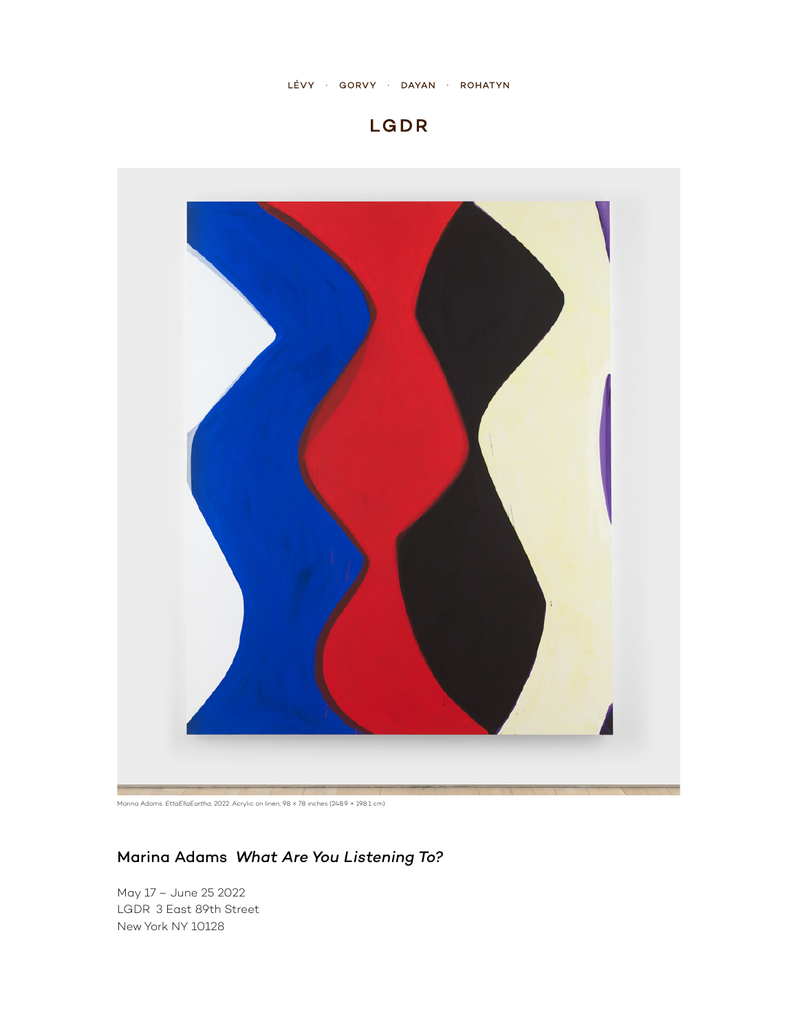LÉVY · GORVY · DAYAN · ROHATYN

# LGDR

Marina Adams. *EttaEllaEartha*, 2022. Acrylic on linen, 98 × 78 inches (248.9 × 198.1 cm)

## Marina Adams *What Are You Listening To?*

May 17 – June 25 2022
LGDR 3 East 89th Street
New York NY 10128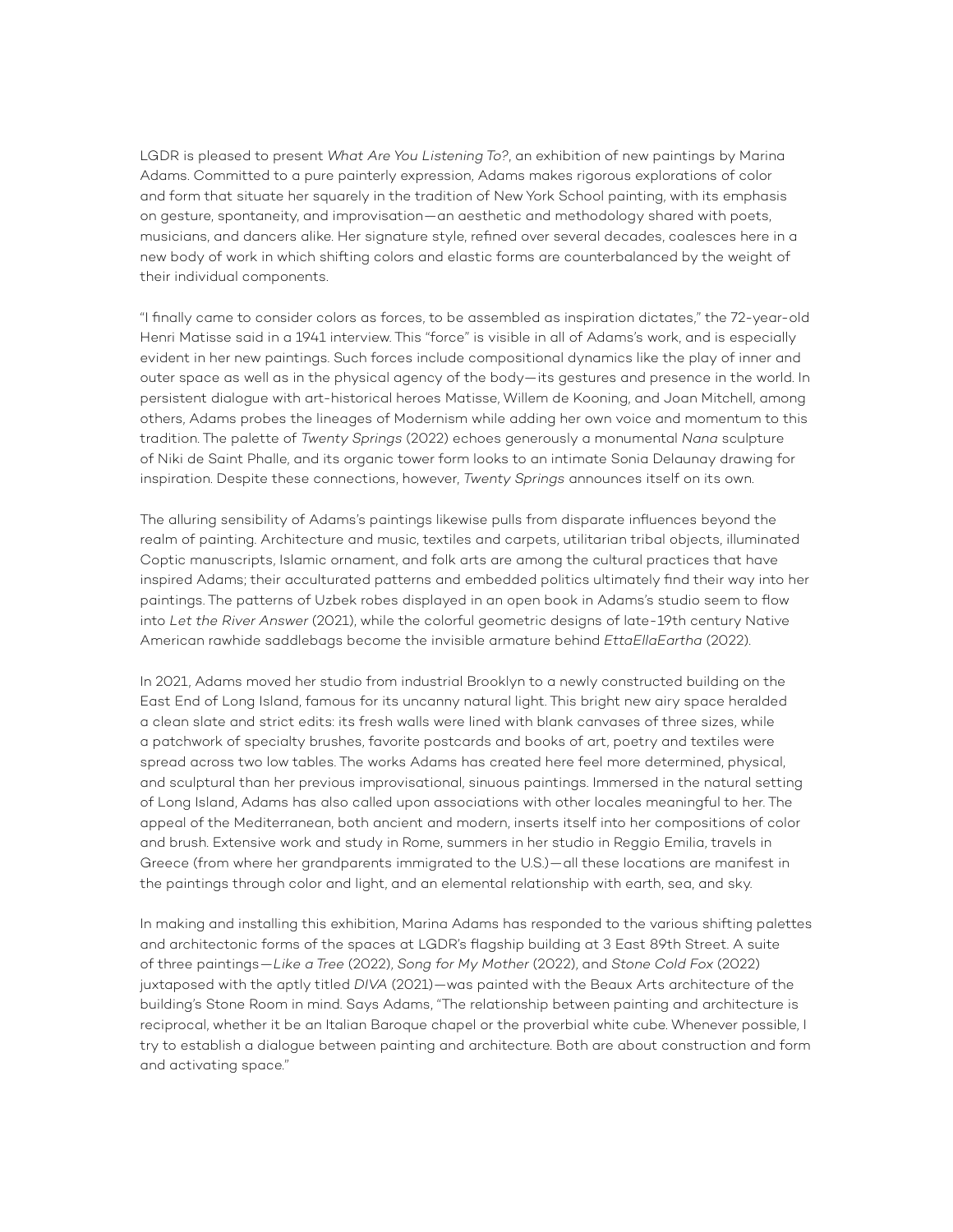LGDR is pleased to present *What Are You Listening To?*, an exhibition of new paintings by Marina Adams. Committed to a pure painterly expression, Adams makes rigorous explorations of color and form that situate her squarely in the tradition of New York School painting, with its emphasis on gesture, spontaneity, and improvisation—an aesthetic and methodology shared with poets, musicians, and dancers alike. Her signature style, refined over several decades, coalesces here in a new body of work in which shifting colors and elastic forms are counterbalanced by the weight of their individual components.

"I finally came to consider colors as forces, to be assembled as inspiration dictates," the 72-year-old Henri Matisse said in a 1941 interview. This "force" is visible in all of Adams's work, and is especially evident in her new paintings. Such forces include compositional dynamics like the play of inner and outer space as well as in the physical agency of the body—its gestures and presence in the world. In persistent dialogue with art-historical heroes Matisse, Willem de Kooning, and Joan Mitchell, among others, Adams probes the lineages of Modernism while adding her own voice and momentum to this tradition. The palette of *Twenty Springs* (2022) echoes generously a monumental *Nana* sculpture of Niki de Saint Phalle, and its organic tower form looks to an intimate Sonia Delaunay drawing for inspiration. Despite these connections, however, *Twenty Springs* announces itself on its own.

The alluring sensibility of Adams's paintings likewise pulls from disparate influences beyond the realm of painting. Architecture and music, textiles and carpets, utilitarian tribal objects, illuminated Coptic manuscripts, Islamic ornament, and folk arts are among the cultural practices that have inspired Adams; their acculturated patterns and embedded politics ultimately find their way into her paintings. The patterns of Uzbek robes displayed in an open book in Adams's studio seem to flow into *Let the River Answer* (2021), while the colorful geometric designs of late-19th century Native American rawhide saddlebags become the invisible armature behind *EttaEllaEartha* (2022).

In 2021, Adams moved her studio from industrial Brooklyn to a newly constructed building on the East End of Long Island, famous for its uncanny natural light. This bright new airy space heralded a clean slate and strict edits: its fresh walls were lined with blank canvases of three sizes, while a patchwork of specialty brushes, favorite postcards and books of art, poetry and textiles were spread across two low tables. The works Adams has created here feel more determined, physical, and sculptural than her previous improvisational, sinuous paintings. Immersed in the natural setting of Long Island, Adams has also called upon associations with other locales meaningful to her. The appeal of the Mediterranean, both ancient and modern, inserts itself into her compositions of color and brush. Extensive work and study in Rome, summers in her studio in Reggio Emilia, travels in Greece (from where her grandparents immigrated to the U.S.)—all these locations are manifest in the paintings through color and light, and an elemental relationship with earth, sea, and sky.

In making and installing this exhibition, Marina Adams has responded to the various shifting palettes and architectonic forms of the spaces at LGDR's flagship building at 3 East 89th Street. A suite of three paintings—*Like a Tree* (2022), *Song for My Mother* (2022), and *Stone Cold Fox* (2022) juxtaposed with the aptly titled *DIVA* (2021)—was painted with the Beaux Arts architecture of the building's Stone Room in mind. Says Adams, "The relationship between painting and architecture is reciprocal, whether it be an Italian Baroque chapel or the proverbial white cube. Whenever possible, I try to establish a dialogue between painting and architecture. Both are about construction and form and activating space."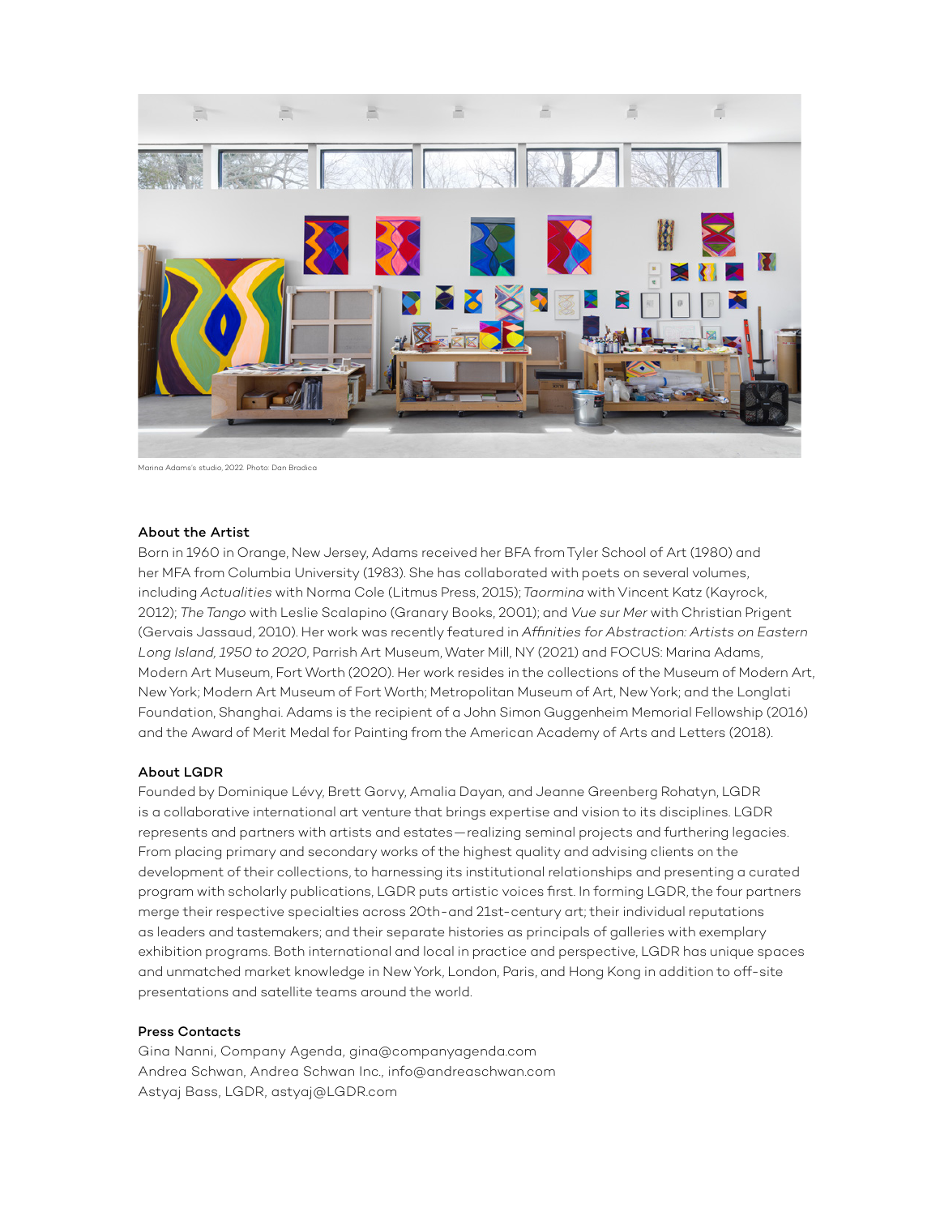Marina Adams's studio, 2022. Photo: Dan Bradica

**About the Artist**

Born in 1960 in Orange, New Jersey, Adams received her BFA from Tyler School of Art (1980) and her MFA from Columbia University (1983). She has collaborated with poets on several volumes, including *Actualities* with Norma Cole (Litmus Press, 2015); *Taormina* with Vincent Katz (Kayrock, 2012); *The Tango* with Leslie Scalapino (Granary Books, 2001); and *Vue sur Mer* with Christian Prigent (Gervais Jassaud, 2010). Her work was recently featured in *Affinities for Abstraction: Artists on Eastern Long Island, 1950 to 2020*, Parrish Art Museum, Water Mill, NY (2021) and FOCUS: Marina Adams, Modern Art Museum, Fort Worth (2020). Her work resides in the collections of the Museum of Modern Art, New York; Modern Art Museum of Fort Worth; Metropolitan Museum of Art, New York; and the Longlati Foundation, Shanghai. Adams is the recipient of a John Simon Guggenheim Memorial Fellowship (2016) and the Award of Merit Medal for Painting from the American Academy of Arts and Letters (2018).

**About LGDR**

Founded by Dominique Lévy, Brett Gorvy, Amalia Dayan, and Jeanne Greenberg Rohatyn, LGDR is a collaborative international art venture that brings expertise and vision to its disciplines. LGDR represents and partners with artists and estates—realizing seminal projects and furthering legacies. From placing primary and secondary works of the highest quality and advising clients on the development of their collections, to harnessing its institutional relationships and presenting a curated program with scholarly publications, LGDR puts artistic voices first. In forming LGDR, the four partners merge their respective specialties across 20th-and 21st-century art; their individual reputations as leaders and tastemakers; and their separate histories as principals of galleries with exemplary exhibition programs. Both international and local in practice and perspective, LGDR has unique spaces and unmatched market knowledge in New York, London, Paris, and Hong Kong in addition to off-site presentations and satellite teams around the world.

**Press Contacts**

Gina Nanni, Company Agenda, gina@companyagenda.com
Andrea Schwan, Andrea Schwan Inc., info@andreaschwan.com
Astyaj Bass, LGDR, astyaj@LGDR.com